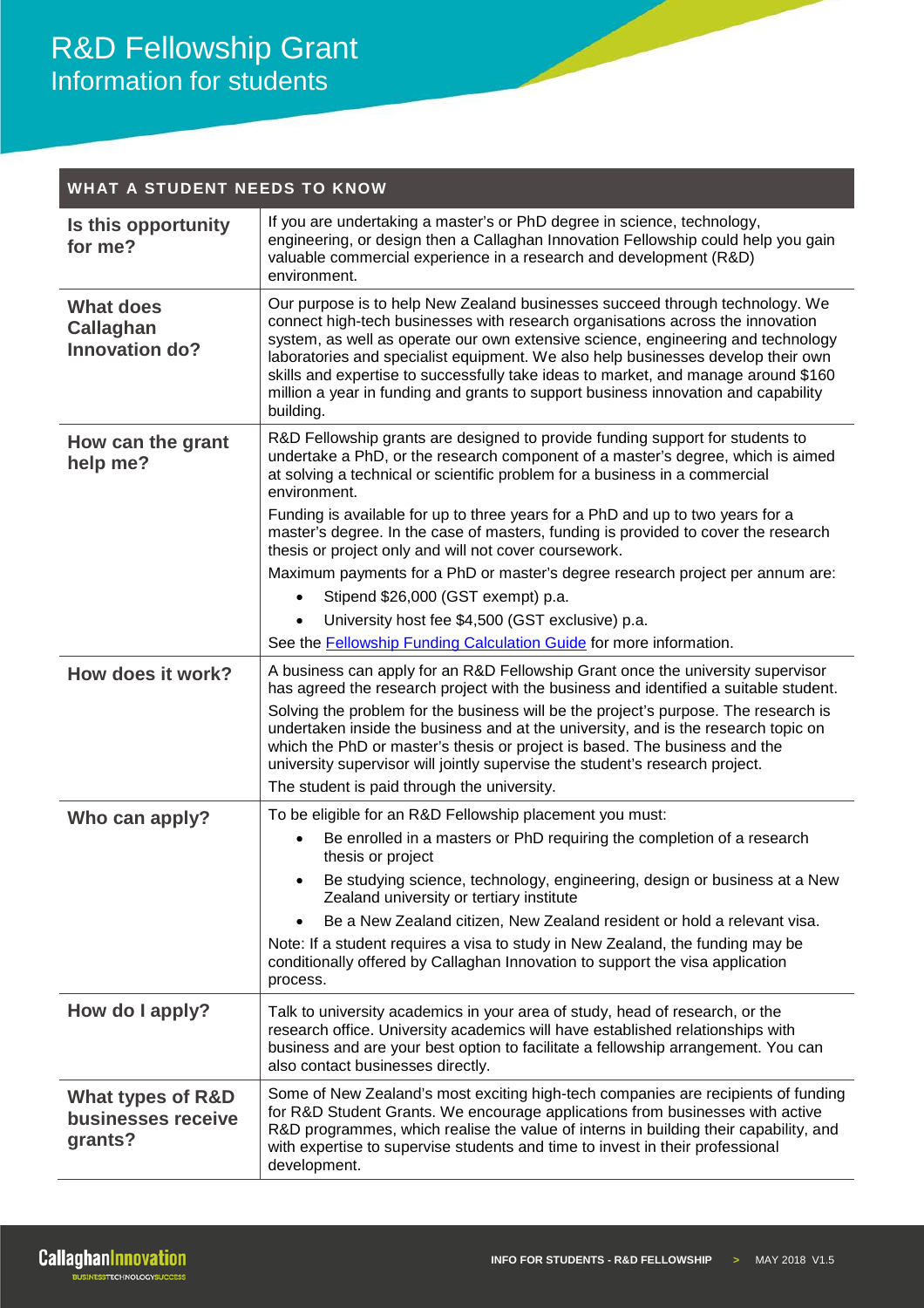# R&D Fellowship Grant
## Information for students

| WHAT A STUDENT NEEDS TO KNOW | |
|---|---|
| **Is this opportunity for me?** | If you are undertaking a master's or PhD degree in science, technology, engineering, or design then a Callaghan Innovation Fellowship could help you gain valuable commercial experience in a research and development (R&D) environment. |
| **What does Callaghan Innovation do?** | Our purpose is to help New Zealand businesses succeed through technology. We connect high-tech businesses with research organisations across the innovation system, as well as operate our own extensive science, engineering and technology laboratories and specialist equipment. We also help businesses develop their own skills and expertise to successfully take ideas to market, and manage around $160 million a year in funding and grants to support business innovation and capability building. |
| **How can the grant help me?** | R&D Fellowship grants are designed to provide funding support for students to undertake a PhD, or the research component of a master's degree, which is aimed at solving a technical or scientific problem for a business in a commercial environment.<br><br>Funding is available for up to three years for a PhD and up to two years for a master's degree. In the case of masters, funding is provided to cover the research thesis or project only and will not cover coursework.<br><br>Maximum payments for a PhD or master's degree research project per annum are:<br>• Stipend $26,000 (GST exempt) p.a.<br>• University host fee $4,500 (GST exclusive) p.a.<br><br>See the Fellowship Funding Calculation Guide for more information. |
| **How does it work?** | A business can apply for an R&D Fellowship Grant once the university supervisor has agreed the research project with the business and identified a suitable student.<br><br>Solving the problem for the business will be the project's purpose. The research is undertaken inside the business and at the university, and is the research topic on which the PhD or master's thesis or project is based. The business and the university supervisor will jointly supervise the student's research project.<br><br>The student is paid through the university. |
| **Who can apply?** | To be eligible for an R&D Fellowship placement you must:<br>• Be enrolled in a masters or PhD requiring the completion of a research thesis or project<br>• Be studying science, technology, engineering, design or business at a New Zealand university or tertiary institute<br>• Be a New Zealand citizen, New Zealand resident or hold a relevant visa.<br><br>Note: If a student requires a visa to study in New Zealand, the funding may be conditionally offered by Callaghan Innovation to support the visa application process. |
| **How do I apply?** | Talk to university academics in your area of study, head of research, or the research office. University academics will have established relationships with business and are your best option to facilitate a fellowship arrangement. You can also contact businesses directly. |
| **What types of R&D businesses receive grants?** | Some of New Zealand's most exciting high-tech companies are recipients of funding for R&D Student Grants. We encourage applications from businesses with active R&D programmes, which realise the value of interns in building their capability, and with expertise to supervise students and time to invest in their professional development. |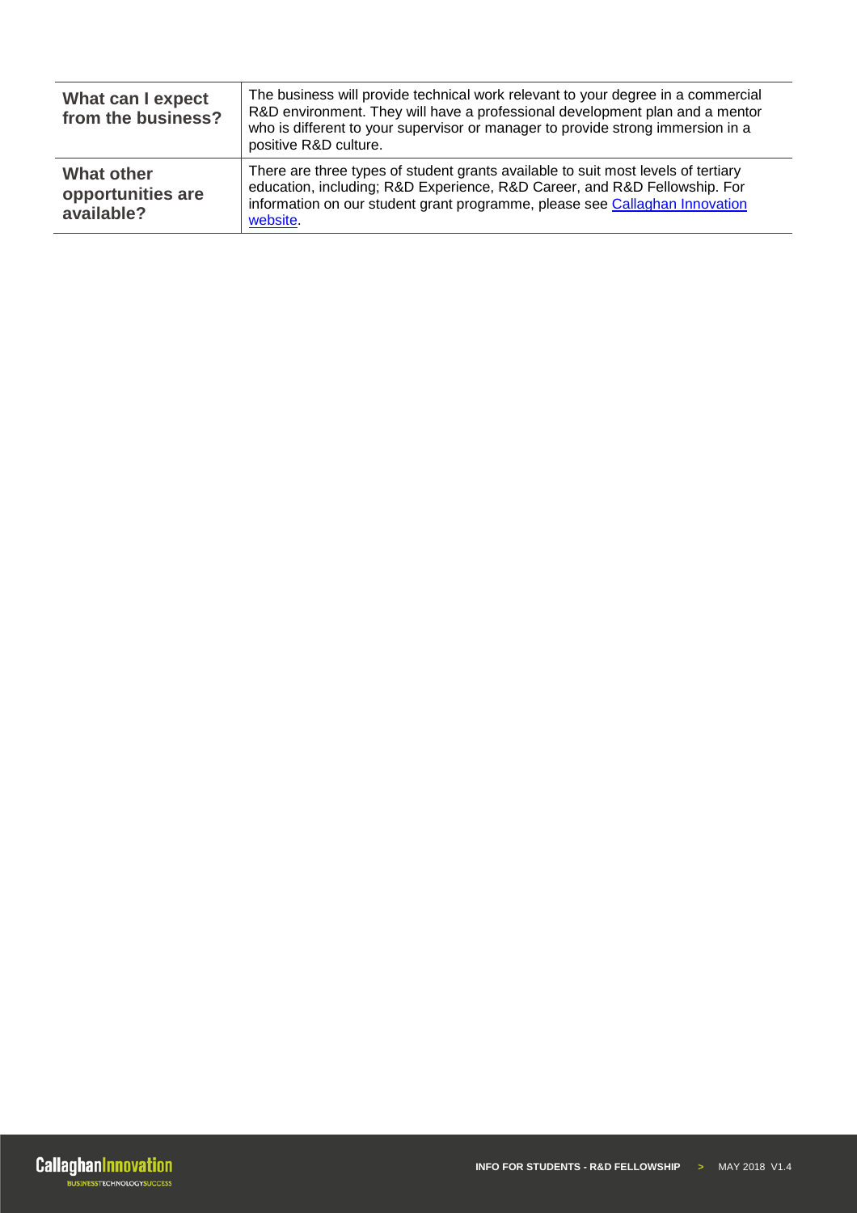| | |
|---|---|
| **What can I expect from the business?** | The business will provide technical work relevant to your degree in a commercial R&D environment. They will have a professional development plan and a mentor who is different to your supervisor or manager to provide strong immersion in a positive R&D culture. |
| **What other opportunities are available?** | There are three types of student grants available to suit most levels of tertiary education, including; R&D Experience, R&D Career, and R&D Fellowship. For information on our student grant programme, please see Callaghan Innovation website. |